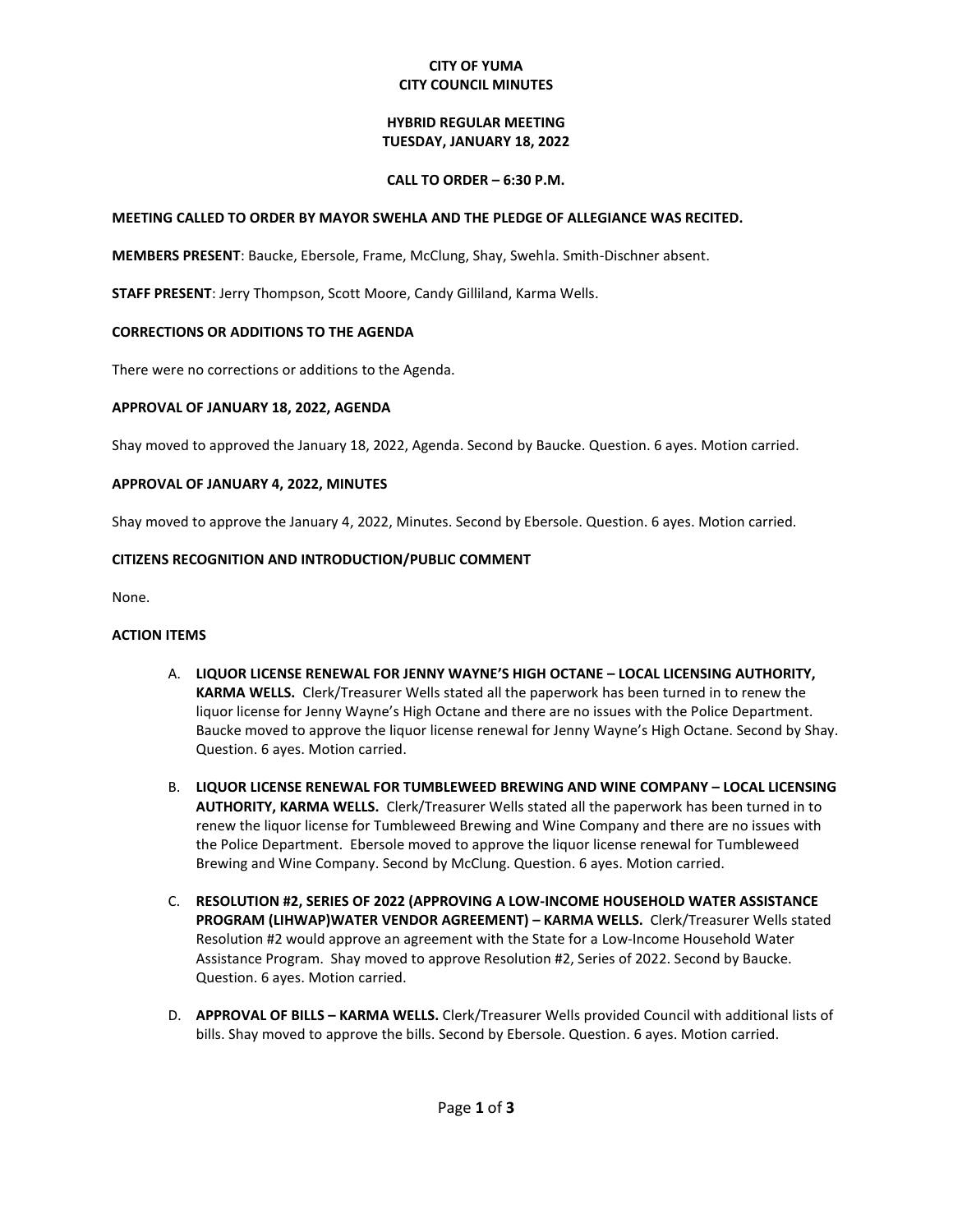# CITY OF YUMA
# CITY COUNCIL MINUTES

## HYBRID REGULAR MEETING
## TUESDAY, JANUARY 18, 2022

**CALL TO ORDER – 6:30 P.M.**

**MEETING CALLED TO ORDER BY MAYOR SWEHLA AND THE PLEDGE OF ALLEGIANCE WAS RECITED.**

**MEMBERS PRESENT**: Baucke, Ebersole, Frame, McClung, Shay, Swehla. Smith-Dischner absent.

**STAFF PRESENT**: Jerry Thompson, Scott Moore, Candy Gilliland, Karma Wells.

**CORRECTIONS OR ADDITIONS TO THE AGENDA**

There were no corrections or additions to the Agenda.

**APPROVAL OF JANUARY 18, 2022, AGENDA**

Shay moved to approved the January 18, 2022, Agenda. Second by Baucke. Question. 6 ayes. Motion carried.

**APPROVAL OF JANUARY 4, 2022, MINUTES**

Shay moved to approve the January 4, 2022, Minutes. Second by Ebersole. Question. 6 ayes. Motion carried.

**CITIZENS RECOGNITION AND INTRODUCTION/PUBLIC COMMENT**

None.

**ACTION ITEMS**

A. **LIQUOR LICENSE RENEWAL FOR JENNY WAYNE'S HIGH OCTANE – LOCAL LICENSING AUTHORITY, KARMA WELLS.** Clerk/Treasurer Wells stated all the paperwork has been turned in to renew the liquor license for Jenny Wayne's High Octane and there are no issues with the Police Department. Baucke moved to approve the liquor license renewal for Jenny Wayne's High Octane. Second by Shay. Question. 6 ayes. Motion carried.

B. **LIQUOR LICENSE RENEWAL FOR TUMBLEWEED BREWING AND WINE COMPANY – LOCAL LICENSING AUTHORITY, KARMA WELLS.** Clerk/Treasurer Wells stated all the paperwork has been turned in to renew the liquor license for Tumbleweed Brewing and Wine Company and there are no issues with the Police Department. Ebersole moved to approve the liquor license renewal for Tumbleweed Brewing and Wine Company. Second by McClung. Question. 6 ayes. Motion carried.

C. **RESOLUTION #2, SERIES OF 2022 (APPROVING A LOW-INCOME HOUSEHOLD WATER ASSISTANCE PROGRAM (LIHWAP)WATER VENDOR AGREEMENT) – KARMA WELLS.** Clerk/Treasurer Wells stated Resolution #2 would approve an agreement with the State for a Low-Income Household Water Assistance Program. Shay moved to approve Resolution #2, Series of 2022. Second by Baucke. Question. 6 ayes. Motion carried.

D. **APPROVAL OF BILLS – KARMA WELLS.** Clerk/Treasurer Wells provided Council with additional lists of bills. Shay moved to approve the bills. Second by Ebersole. Question. 6 ayes. Motion carried.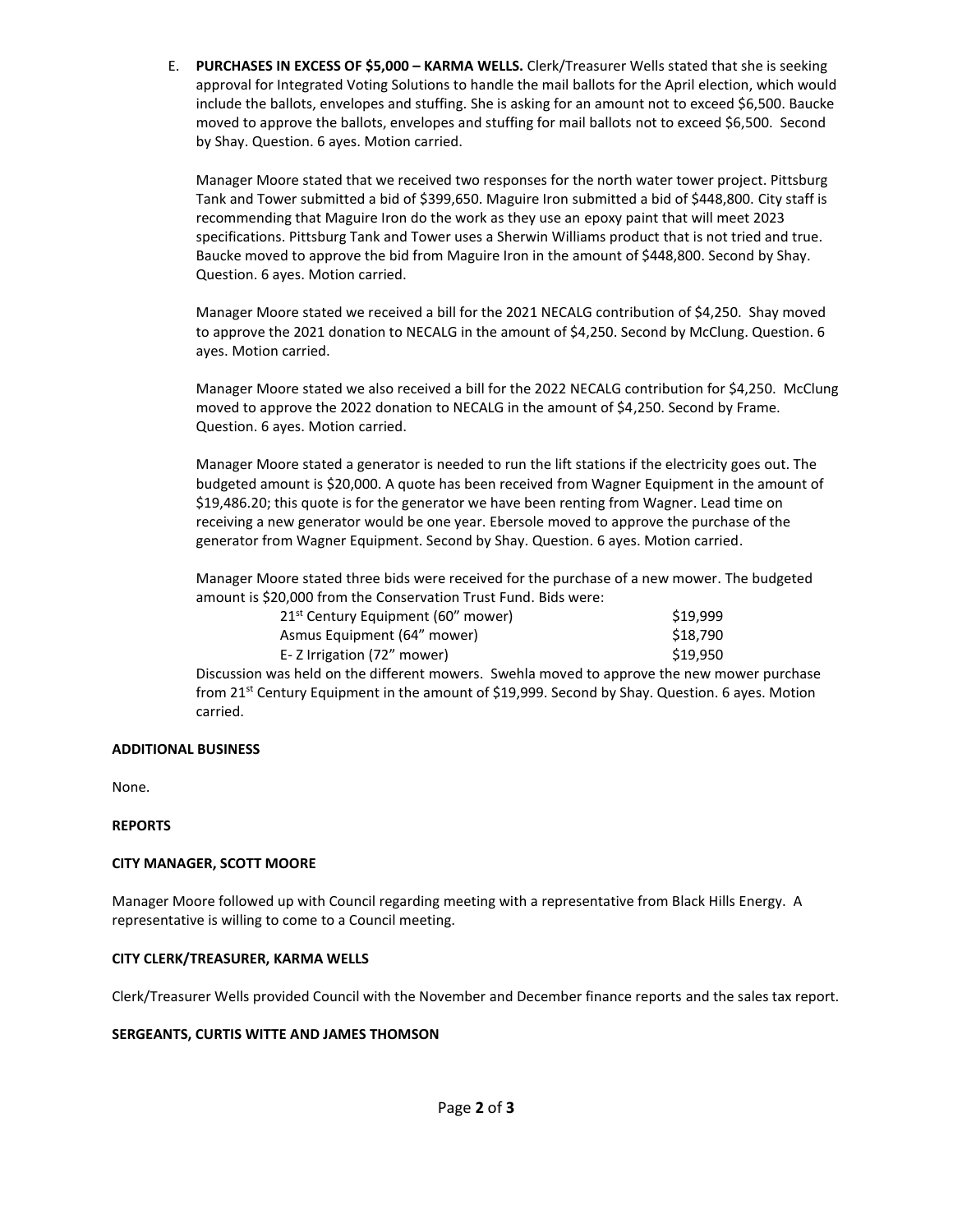E. **PURCHASES IN EXCESS OF $5,000 – KARMA WELLS.** Clerk/Treasurer Wells stated that she is seeking approval for Integrated Voting Solutions to handle the mail ballots for the April election, which would include the ballots, envelopes and stuffing. She is asking for an amount not to exceed $6,500. Baucke moved to approve the ballots, envelopes and stuffing for mail ballots not to exceed $6,500. Second by Shay. Question. 6 ayes. Motion carried.

Manager Moore stated that we received two responses for the north water tower project. Pittsburg Tank and Tower submitted a bid of $399,650. Maguire Iron submitted a bid of $448,800. City staff is recommending that Maguire Iron do the work as they use an epoxy paint that will meet 2023 specifications. Pittsburg Tank and Tower uses a Sherwin Williams product that is not tried and true. Baucke moved to approve the bid from Maguire Iron in the amount of $448,800. Second by Shay. Question. 6 ayes. Motion carried.

Manager Moore stated we received a bill for the 2021 NECALG contribution of $4,250. Shay moved to approve the 2021 donation to NECALG in the amount of $4,250. Second by McClung. Question. 6 ayes. Motion carried.

Manager Moore stated we also received a bill for the 2022 NECALG contribution for $4,250. McClung moved to approve the 2022 donation to NECALG in the amount of $4,250. Second by Frame. Question. 6 ayes. Motion carried.

Manager Moore stated a generator is needed to run the lift stations if the electricity goes out. The budgeted amount is $20,000. A quote has been received from Wagner Equipment in the amount of $19,486.20; this quote is for the generator we have been renting from Wagner. Lead time on receiving a new generator would be one year. Ebersole moved to approve the purchase of the generator from Wagner Equipment. Second by Shay. Question. 6 ayes. Motion carried.

Manager Moore stated three bids were received for the purchase of a new mower. The budgeted amount is $20,000 from the Conservation Trust Fund. Bids were:

| | |
|---|---|
| 21st Century Equipment (60” mower) | $19,999 |
| Asmus Equipment (64” mower) | $18,790 |
| E- Z Irrigation (72” mower) | $19,950 |

Discussion was held on the different mowers. Swehla moved to approve the new mower purchase from 21st Century Equipment in the amount of $19,999. Second by Shay. Question. 6 ayes. Motion carried.

**ADDITIONAL BUSINESS**

None.

**REPORTS**

**CITY MANAGER, SCOTT MOORE**

Manager Moore followed up with Council regarding meeting with a representative from Black Hills Energy. A representative is willing to come to a Council meeting.

**CITY CLERK/TREASURER, KARMA WELLS**

Clerk/Treasurer Wells provided Council with the November and December finance reports and the sales tax report.

**SERGEANTS, CURTIS WITTE AND JAMES THOMSON**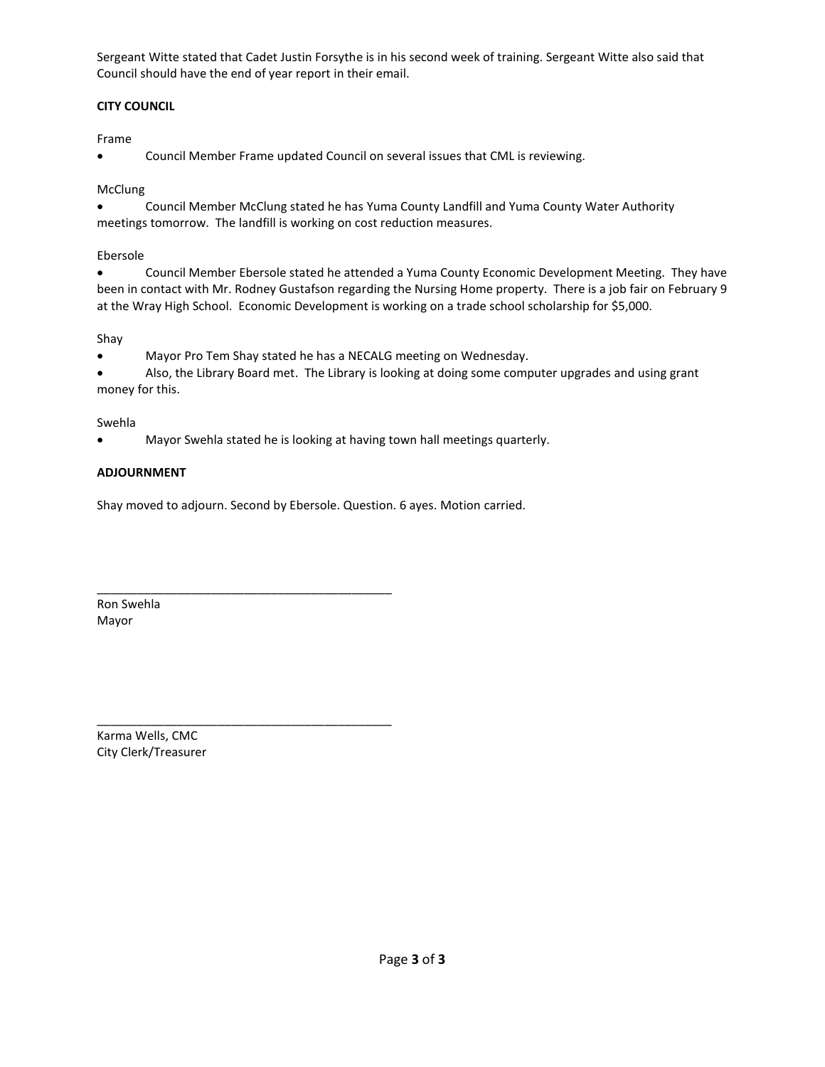Sergeant Witte stated that Cadet Justin Forsythe is in his second week of training. Sergeant Witte also said that Council should have the end of year report in their email.

**CITY COUNCIL**

Frame

- Council Member Frame updated Council on several issues that CML is reviewing.

McClung

- Council Member McClung stated he has Yuma County Landfill and Yuma County Water Authority meetings tomorrow. The landfill is working on cost reduction measures.

Ebersole

- Council Member Ebersole stated he attended a Yuma County Economic Development Meeting. They have been in contact with Mr. Rodney Gustafson regarding the Nursing Home property. There is a job fair on February 9 at the Wray High School. Economic Development is working on a trade school scholarship for $5,000.

Shay

- Mayor Pro Tem Shay stated he has a NECALG meeting on Wednesday.
- Also, the Library Board met. The Library is looking at doing some computer upgrades and using grant money for this.

Swehla

- Mayor Swehla stated he is looking at having town hall meetings quarterly.

**ADJOURNMENT**

Shay moved to adjourn. Second by Ebersole. Question. 6 ayes. Motion carried.

_____________________________________________
Ron Swehla
Mayor

_____________________________________________
Karma Wells, CMC
City Clerk/Treasurer